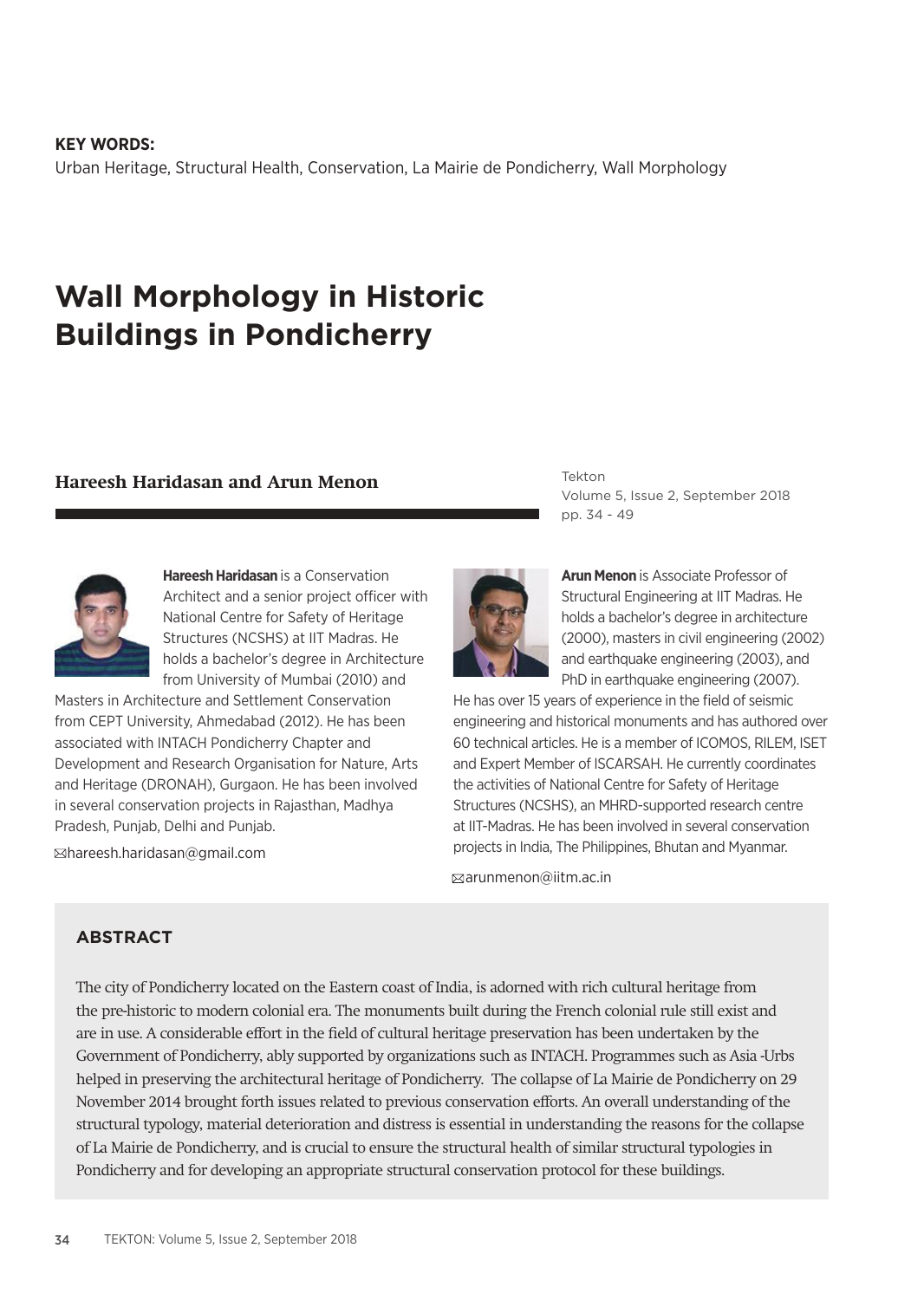**KEY WORDS:**
Urban Heritage, Structural Health, Conservation, La Mairie de Pondicherry, Wall Morphology

# Wall Morphology in Historic Buildings in Pondicherry

**Hareesh Haridasan and Arun Menon**

Tekton
Volume 5, Issue 2, September 2018
pp. 34 - 49

**Hareesh Haridasan** is a Conservation Architect and a senior project officer with National Centre for Safety of Heritage Structures (NCSHS) at IIT Madras. He holds a bachelor's degree in Architecture from University of Mumbai (2010) and Masters in Architecture and Settlement Conservation from CEPT University, Ahmedabad (2012). He has been associated with INTACH Pondicherry Chapter and Development and Research Organisation for Nature, Arts and Heritage (DRONAH), Gurgaon. He has been involved in several conservation projects in Rajasthan, Madhya Pradesh, Punjab, Delhi and Punjab.

hareesh.haridasan@gmail.com

**Arun Menon** is Associate Professor of Structural Engineering at IIT Madras. He holds a bachelor's degree in architecture (2000), masters in civil engineering (2002) and earthquake engineering (2003), and PhD in earthquake engineering (2007). He has over 15 years of experience in the field of seismic engineering and historical monuments and has authored over 60 technical articles. He is a member of ICOMOS, RILEM, ISET and Expert Member of ISCARSAH. He currently coordinates the activities of National Centre for Safety of Heritage Structures (NCSHS), an MHRD-supported research centre at IIT-Madras. He has been involved in several conservation projects in India, The Philippines, Bhutan and Myanmar.

arunmenon@iitm.ac.in

## ABSTRACT

The city of Pondicherry located on the Eastern coast of India, is adorned with rich cultural heritage from the pre-historic to modern colonial era. The monuments built during the French colonial rule still exist and are in use. A considerable effort in the field of cultural heritage preservation has been undertaken by the Government of Pondicherry, ably supported by organizations such as INTACH. Programmes such as Asia -Urbs helped in preserving the architectural heritage of Pondicherry. The collapse of La Mairie de Pondicherry on 29 November 2014 brought forth issues related to previous conservation efforts. An overall understanding of the structural typology, material deterioration and distress is essential in understanding the reasons for the collapse of La Mairie de Pondicherry, and is crucial to ensure the structural health of similar structural typologies in Pondicherry and for developing an appropriate structural conservation protocol for these buildings.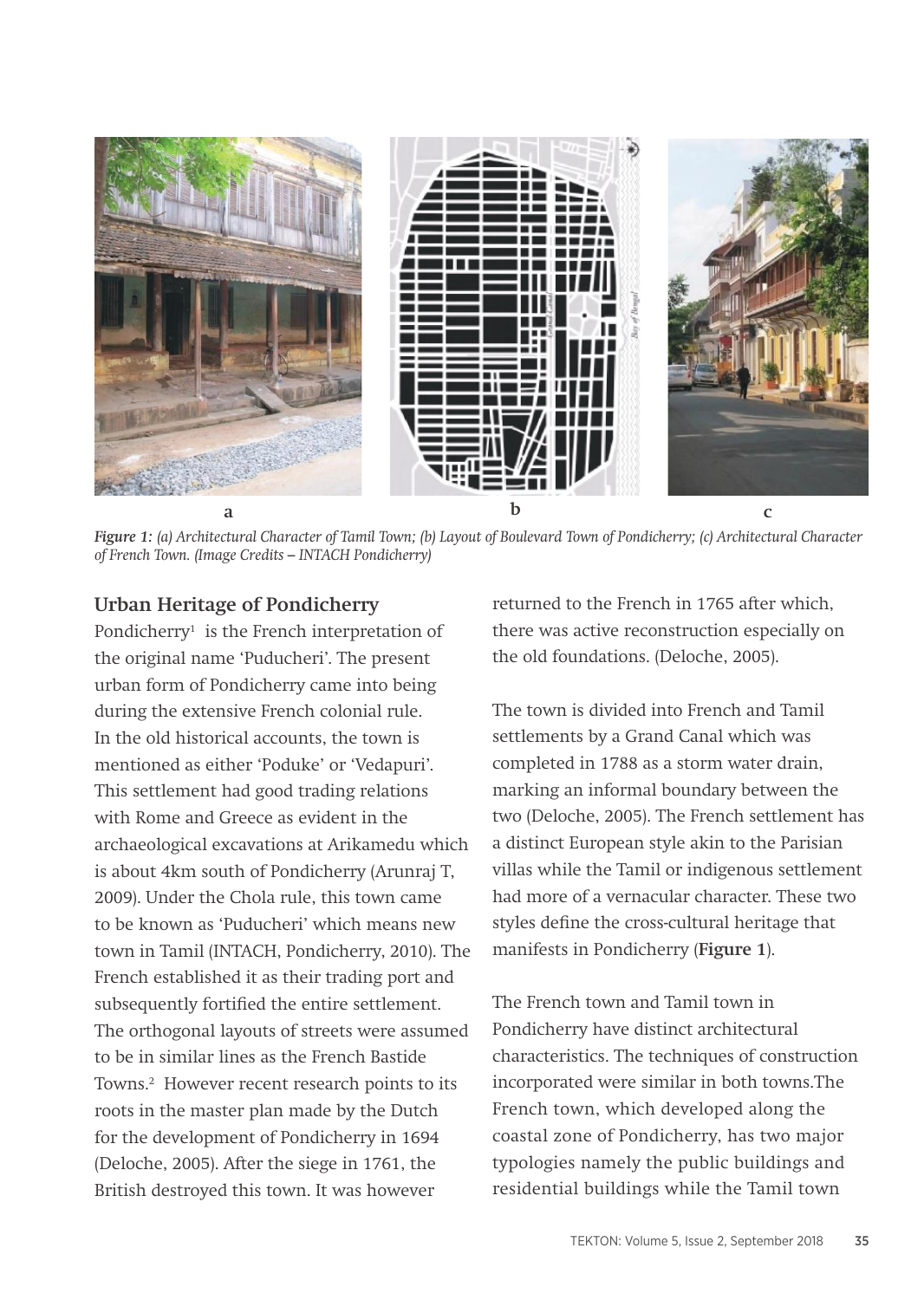Figure 1: *(a) Architectural Character of Tamil Town; (b) Layout of Boulevard Town of Pondicherry; (c) Architectural Character of French Town. (Image Credits – INTACH Pondicherry)*

## Urban Heritage of Pondicherry

Pondicherry[1] is the French interpretation of the original name 'Puducheri'. The present urban form of Pondicherry came into being during the extensive French colonial rule. In the old historical accounts, the town is mentioned as either 'Poduke' or 'Vedapuri'. This settlement had good trading relations with Rome and Greece as evident in the archaeological excavations at Arikamedu which is about 4km south of Pondicherry (Arunraj T, 2009). Under the Chola rule, this town came to be known as 'Puducheri' which means new town in Tamil (INTACH, Pondicherry, 2010). The French established it as their trading port and subsequently fortified the entire settlement. The orthogonal layouts of streets were assumed to be in similar lines as the French Bastide Towns.[2] However recent research points to its roots in the master plan made by the Dutch for the development of Pondicherry in 1694 (Deloche, 2005). After the siege in 1761, the British destroyed this town. It was however returned to the French in 1765 after which, there was active reconstruction especially on the old foundations. (Deloche, 2005).

The town is divided into French and Tamil settlements by a Grand Canal which was completed in 1788 as a storm water drain, marking an informal boundary between the two (Deloche, 2005). The French settlement has a distinct European style akin to the Parisian villas while the Tamil or indigenous settlement had more of a vernacular character. These two styles define the cross-cultural heritage that manifests in Pondicherry (**Figure 1**).

The French town and Tamil town in Pondicherry have distinct architectural characteristics. The techniques of construction incorporated were similar in both towns.The French town, which developed along the coastal zone of Pondicherry, has two major typologies namely the public buildings and residential buildings while the Tamil town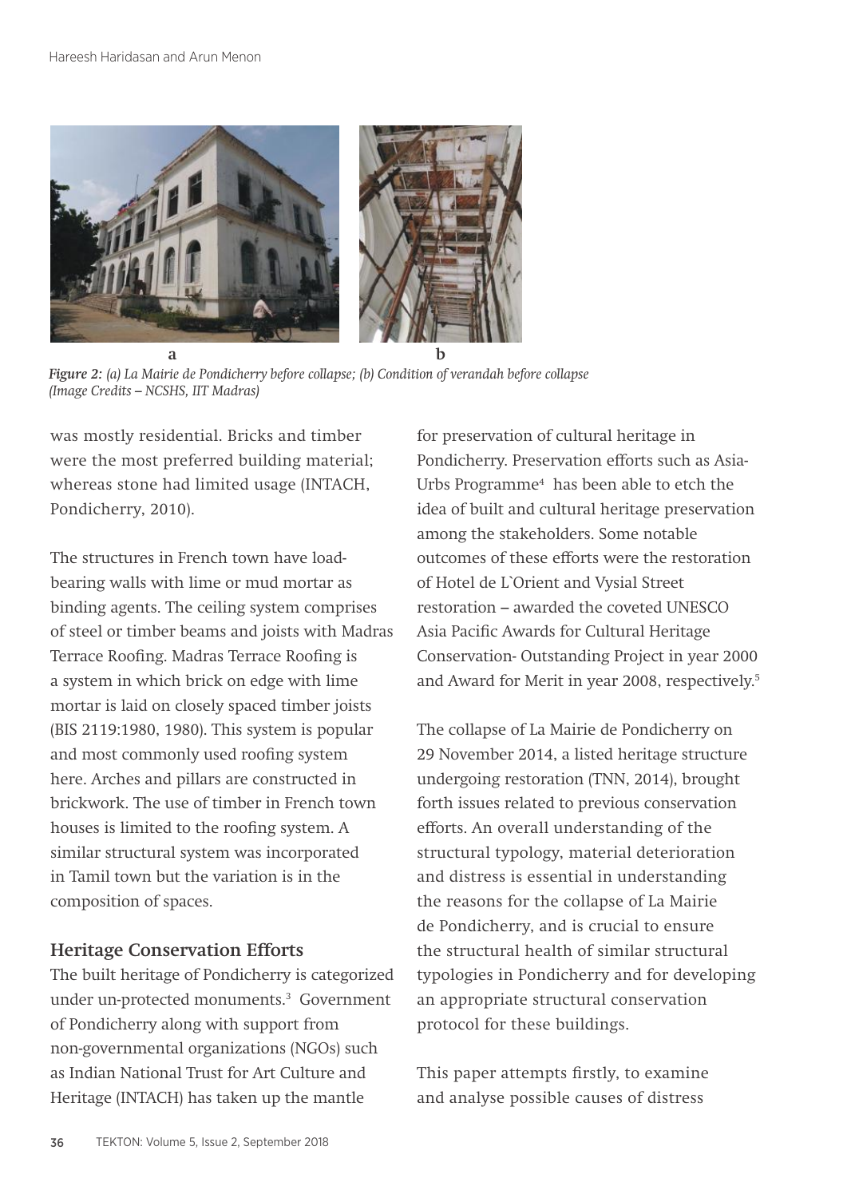*Figure 2: (a) La Mairie de Pondicherry before collapse; (b) Condition of verandah before collapse (Image Credits – NCSHS, IIT Madras)*

was mostly residential. Bricks and timber were the most preferred building material; whereas stone had limited usage (INTACH, Pondicherry, 2010).

The structures in French town have load-bearing walls with lime or mud mortar as binding agents. The ceiling system comprises of steel or timber beams and joists with Madras Terrace Roofing. Madras Terrace Roofing is a system in which brick on edge with lime mortar is laid on closely spaced timber joists (BIS 2119:1980, 1980). This system is popular and most commonly used roofing system here. Arches and pillars are constructed in brickwork. The use of timber in French town houses is limited to the roofing system. A similar structural system was incorporated in Tamil town but the variation is in the composition of spaces.

## Heritage Conservation Efforts

The built heritage of Pondicherry is categorized under un-protected monuments.[3] Government of Pondicherry along with support from non-governmental organizations (NGOs) such as Indian National Trust for Art Culture and Heritage (INTACH) has taken up the mantle for preservation of cultural heritage in Pondicherry. Preservation efforts such as Asia-Urbs Programme[4] has been able to etch the idea of built and cultural heritage preservation among the stakeholders. Some notable outcomes of these efforts were the restoration of Hotel de L`Orient and Vysial Street restoration – awarded the coveted UNESCO Asia Pacific Awards for Cultural Heritage Conservation- Outstanding Project in year 2000 and Award for Merit in year 2008, respectively.[5]

The collapse of La Mairie de Pondicherry on 29 November 2014, a listed heritage structure undergoing restoration (TNN, 2014), brought forth issues related to previous conservation efforts. An overall understanding of the structural typology, material deterioration and distress is essential in understanding the reasons for the collapse of La Mairie de Pondicherry, and is crucial to ensure the structural health of similar structural typologies in Pondicherry and for developing an appropriate structural conservation protocol for these buildings.

This paper attempts firstly, to examine and analyse possible causes of distress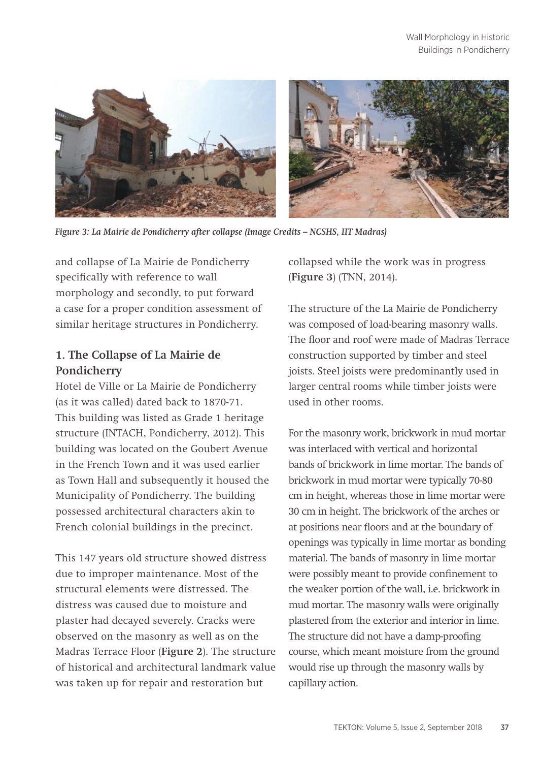*Figure 3: La Mairie de Pondicherry after collapse (Image Credits – NCSHS, IIT Madras)*

and collapse of La Mairie de Pondicherry specifically with reference to wall morphology and secondly, to put forward a case for a proper condition assessment of similar heritage structures in Pondicherry.

## 1. The Collapse of La Mairie de Pondicherry

Hotel de Ville or La Mairie de Pondicherry (as it was called) dated back to 1870-71. This building was listed as Grade 1 heritage structure (INTACH, Pondicherry, 2012). This building was located on the Goubert Avenue in the French Town and it was used earlier as Town Hall and subsequently it housed the Municipality of Pondicherry. The building possessed architectural characters akin to French colonial buildings in the precinct.

This 147 years old structure showed distress due to improper maintenance. Most of the structural elements were distressed. The distress was caused due to moisture and plaster had decayed severely. Cracks were observed on the masonry as well as on the Madras Terrace Floor (**Figure 2**). The structure of historical and architectural landmark value was taken up for repair and restoration but collapsed while the work was in progress (**Figure 3**) (TNN, 2014).

The structure of the La Mairie de Pondicherry was composed of load-bearing masonry walls. The floor and roof were made of Madras Terrace construction supported by timber and steel joists. Steel joists were predominantly used in larger central rooms while timber joists were used in other rooms.

For the masonry work, brickwork in mud mortar was interlaced with vertical and horizontal bands of brickwork in lime mortar. The bands of brickwork in mud mortar were typically 70-80 cm in height, whereas those in lime mortar were 30 cm in height. The brickwork of the arches or at positions near floors and at the boundary of openings was typically in lime mortar as bonding material. The bands of masonry in lime mortar were possibly meant to provide confinement to the weaker portion of the wall, i.e. brickwork in mud mortar. The masonry walls were originally plastered from the exterior and interior in lime. The structure did not have a damp-proofing course, which meant moisture from the ground would rise up through the masonry walls by capillary action.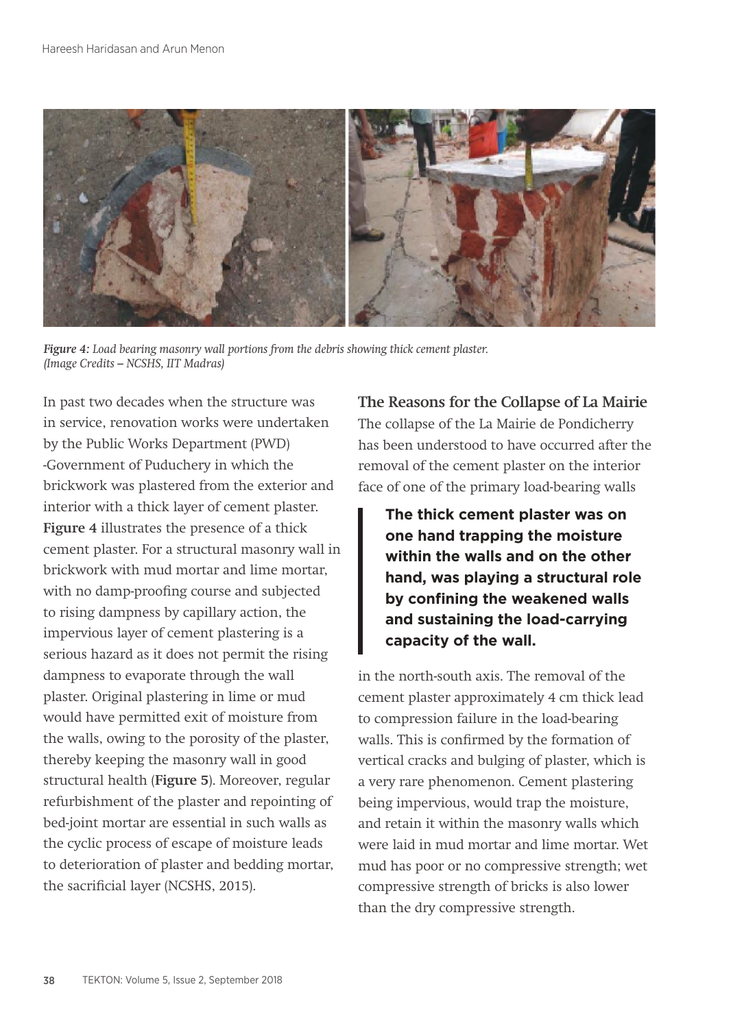*Figure 4: Load bearing masonry wall portions from the debris showing thick cement plaster. (Image Credits – NCSHS, IIT Madras)*

In past two decades when the structure was in service, renovation works were undertaken by the Public Works Department (PWD) -Government of Puduchery in which the brickwork was plastered from the exterior and interior with a thick layer of cement plaster. **Figure 4** illustrates the presence of a thick cement plaster. For a structural masonry wall in brickwork with mud mortar and lime mortar, with no damp-proofing course and subjected to rising dampness by capillary action, the impervious layer of cement plastering is a serious hazard as it does not permit the rising dampness to evaporate through the wall plaster. Original plastering in lime or mud would have permitted exit of moisture from the walls, owing to the porosity of the plaster, thereby keeping the masonry wall in good structural health (**Figure 5**). Moreover, regular refurbishment of the plaster and repointing of bed-joint mortar are essential in such walls as the cyclic process of escape of moisture leads to deterioration of plaster and bedding mortar, the sacrificial layer (NCSHS, 2015).

## The Reasons for the Collapse of La Mairie

The collapse of the La Mairie de Pondicherry has been understood to have occurred after the removal of the cement plaster on the interior face of one of the primary load-bearing walls in the north-south axis. The removal of the cement plaster approximately 4 cm thick lead to compression failure in the load-bearing walls. This is confirmed by the formation of vertical cracks and bulging of plaster, which is a very rare phenomenon. Cement plastering being impervious, would trap the moisture, and retain it within the masonry walls which were laid in mud mortar and lime mortar. Wet mud has poor or no compressive strength; wet compressive strength of bricks is also lower than the dry compressive strength.

> **The thick cement plaster was on one hand trapping the moisture within the walls and on the other hand, was playing a structural role by confining the weakened walls and sustaining the load-carrying capacity of the wall.**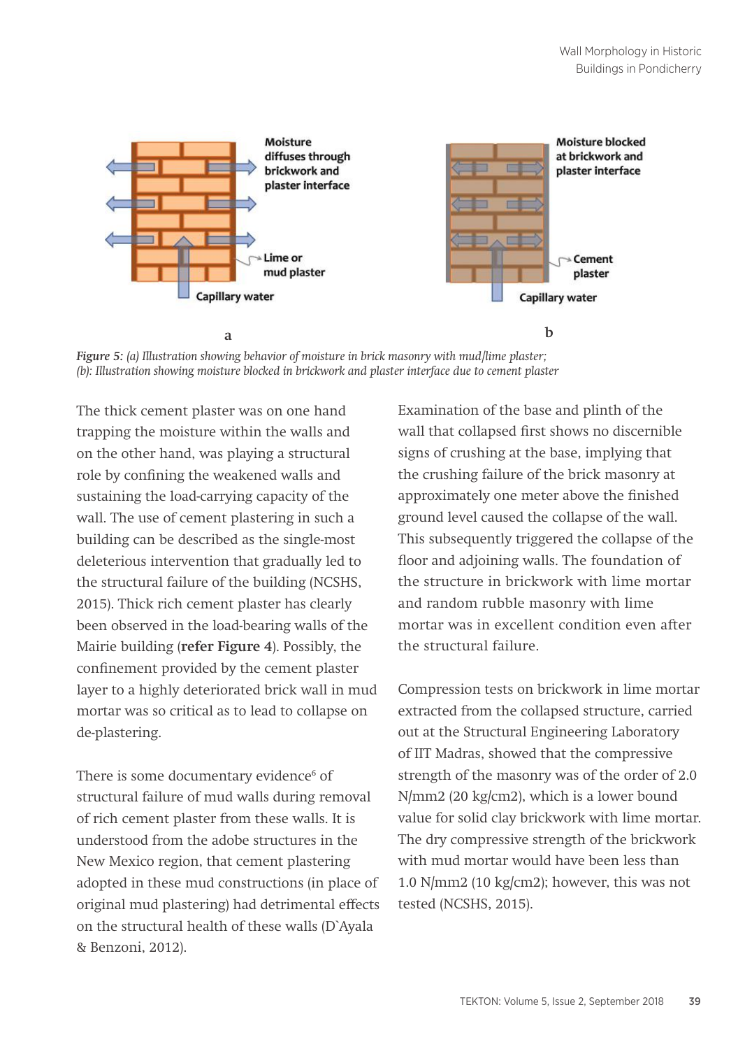*Figure 5: (a) Illustration showing behavior of moisture in brick masonry with mud/lime plaster; (b): Illustration showing moisture blocked in brickwork and plaster interface due to cement plaster*

The thick cement plaster was on one hand trapping the moisture within the walls and on the other hand, was playing a structural role by confining the weakened walls and sustaining the load-carrying capacity of the wall. The use of cement plastering in such a building can be described as the single-most deleterious intervention that gradually led to the structural failure of the building (NCSHS, 2015). Thick rich cement plaster has clearly been observed in the load-bearing walls of the Mairie building (**refer Figure 4**). Possibly, the confinement provided by the cement plaster layer to a highly deteriorated brick wall in mud mortar was so critical as to lead to collapse on de-plastering.

There is some documentary evidence[6] of structural failure of mud walls during removal of rich cement plaster from these walls. It is understood from the adobe structures in the New Mexico region, that cement plastering adopted in these mud constructions (in place of original mud plastering) had detrimental effects on the structural health of these walls (D`Ayala & Benzoni, 2012).

Examination of the base and plinth of the wall that collapsed first shows no discernible signs of crushing at the base, implying that the crushing failure of the brick masonry at approximately one meter above the finished ground level caused the collapse of the wall. This subsequently triggered the collapse of the floor and adjoining walls. The foundation of the structure in brickwork with lime mortar and random rubble masonry with lime mortar was in excellent condition even after the structural failure.

Compression tests on brickwork in lime mortar extracted from the collapsed structure, carried out at the Structural Engineering Laboratory of IIT Madras, showed that the compressive strength of the masonry was of the order of 2.0 N/mm2 (20 kg/cm2), which is a lower bound value for solid clay brickwork with lime mortar. The dry compressive strength of the brickwork with mud mortar would have been less than 1.0 N/mm2 (10 kg/cm2); however, this was not tested (NCSHS, 2015).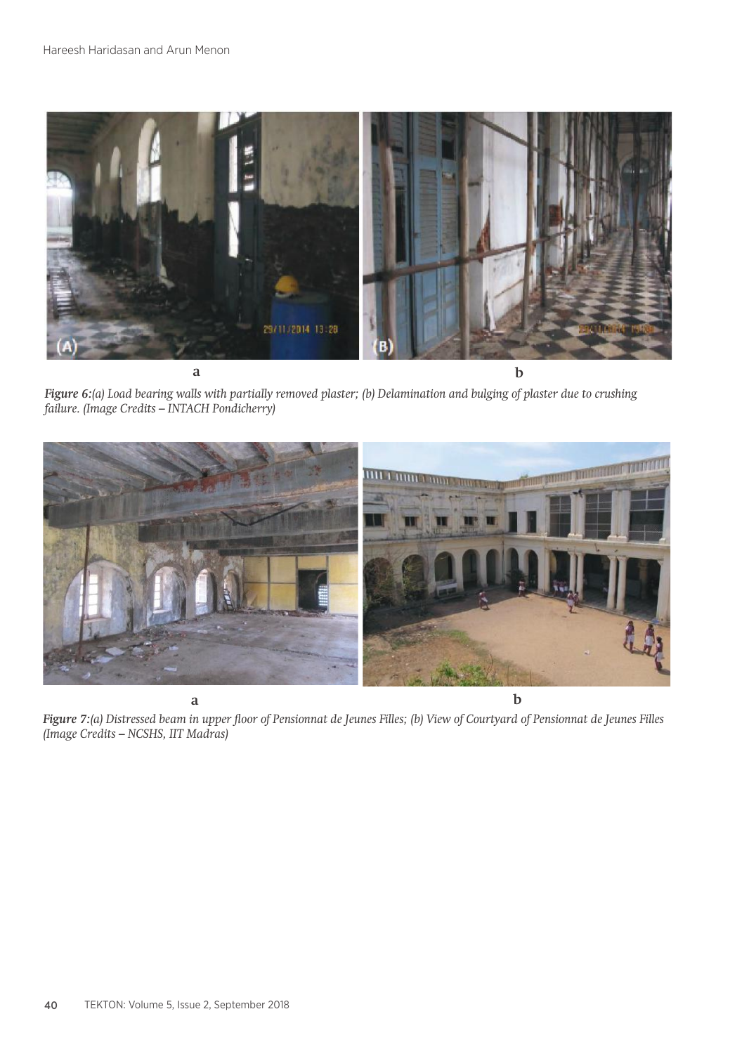a b

*Figure 6:(a) Load bearing walls with partially removed plaster; (b) Delamination and bulging of plaster due to crushing failure. (Image Credits – INTACH Pondicherry)*

a b

*Figure 7:(a) Distressed beam in upper floor of Pensionnat de Jeunes Filles; (b) View of Courtyard of Pensionnat de Jeunes Filles (Image Credits – NCSHS, IIT Madras)*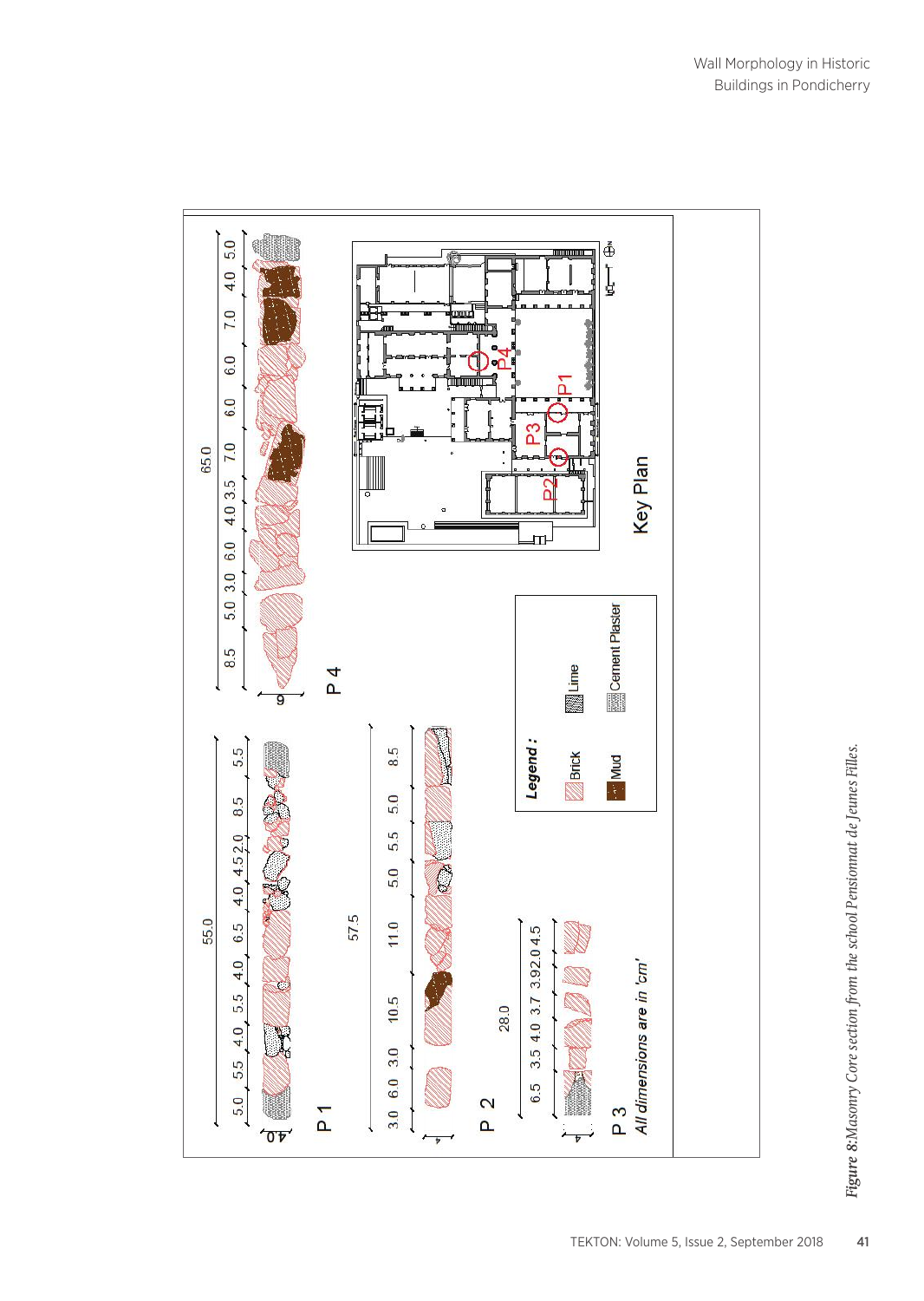*Figure 8:Masonry Core section from the school Pensionnat de Jeunes Filles.*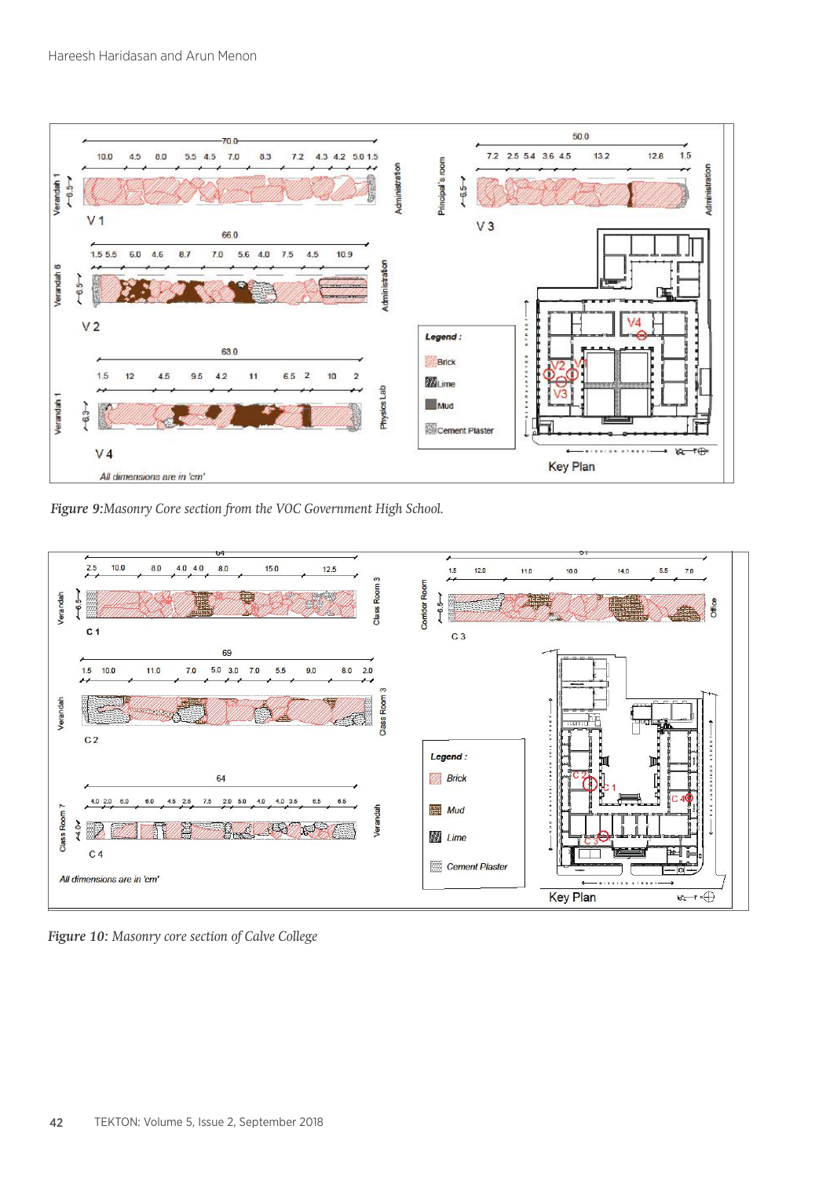*Figure 9:Masonry Core section from the VOC Government High School.*

*Figure 10: Masonry core section of Calve College*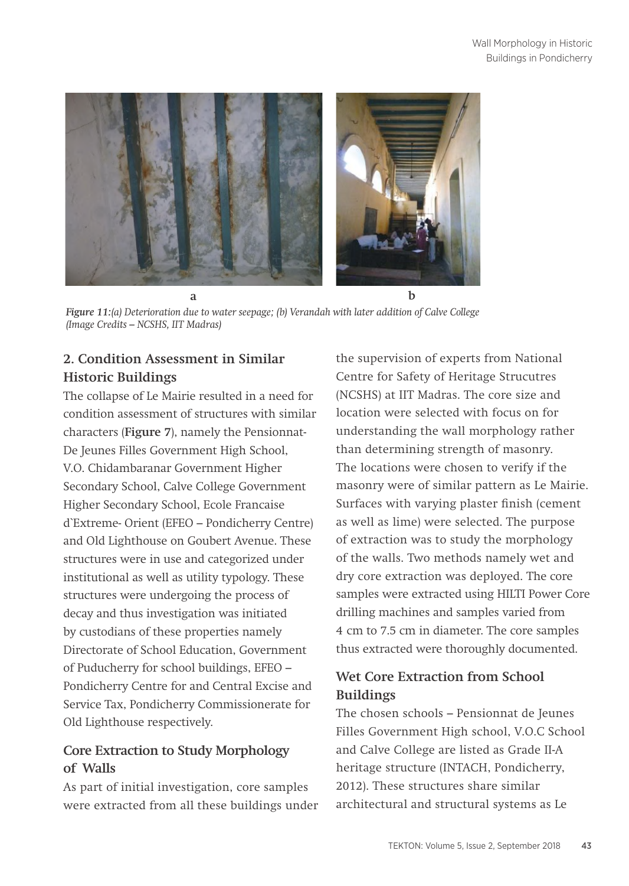a b

*Figure 11:(a) Deterioration due to water seepage; (b) Verandah with later addition of Calve College (Image Credits – NCSHS, IIT Madras)*

## 2. Condition Assessment in Similar Historic Buildings

The collapse of Le Mairie resulted in a need for condition assessment of structures with similar characters (**Figure 7**), namely the Pensionnat-De Jeunes Filles Government High School, V.O. Chidambaranar Government Higher Secondary School, Calve College Government Higher Secondary School, Ecole Francaise d`Extreme- Orient (EFEO – Pondicherry Centre) and Old Lighthouse on Goubert Avenue. These structures were in use and categorized under institutional as well as utility typology. These structures were undergoing the process of decay and thus investigation was initiated by custodians of these properties namely Directorate of School Education, Government of Puducherry for school buildings, EFEO – Pondicherry Centre for and Central Excise and Service Tax, Pondicherry Commissionerate for Old Lighthouse respectively.

### Core Extraction to Study Morphology of Walls

As part of initial investigation, core samples were extracted from all these buildings under the supervision of experts from National Centre for Safety of Heritage Strucutres (NCSHS) at IIT Madras. The core size and location were selected with focus on for understanding the wall morphology rather than determining strength of masonry. The locations were chosen to verify if the masonry were of similar pattern as Le Mairie. Surfaces with varying plaster finish (cement as well as lime) were selected. The purpose of extraction was to study the morphology of the walls. Two methods namely wet and dry core extraction was deployed. The core samples were extracted using HILTI Power Core drilling machines and samples varied from 4 cm to 7.5 cm in diameter. The core samples thus extracted were thoroughly documented.

### Wet Core Extraction from School Buildings

The chosen schools – Pensionnat de Jeunes Filles Government High school, V.O.C School and Calve College are listed as Grade II-A heritage structure (INTACH, Pondicherry, 2012). These structures share similar architectural and structural systems as Le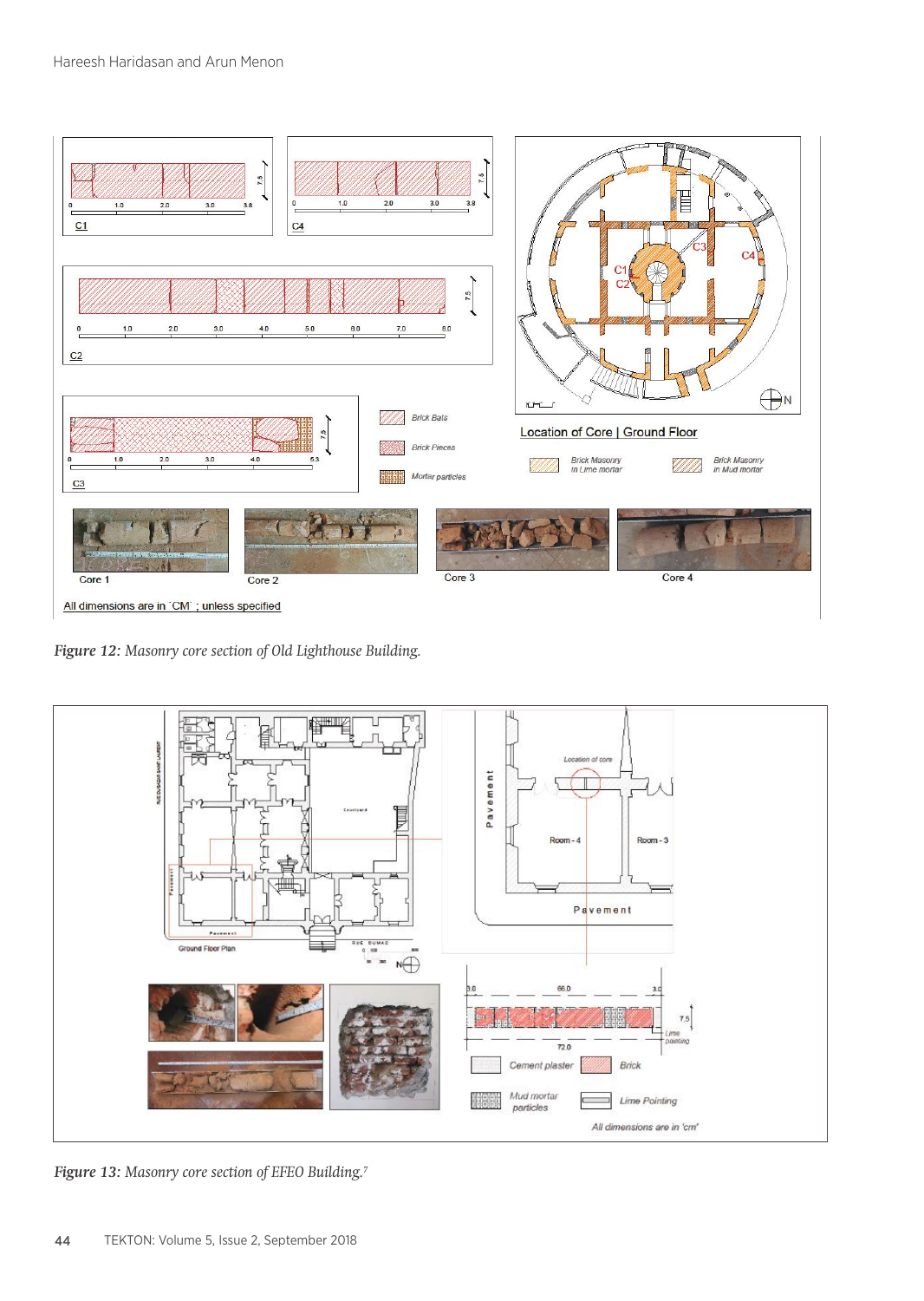*Figure 12: Masonry core section of Old Lighthouse Building.*

*Figure 13: Masonry core section of EFEO Building.[7]*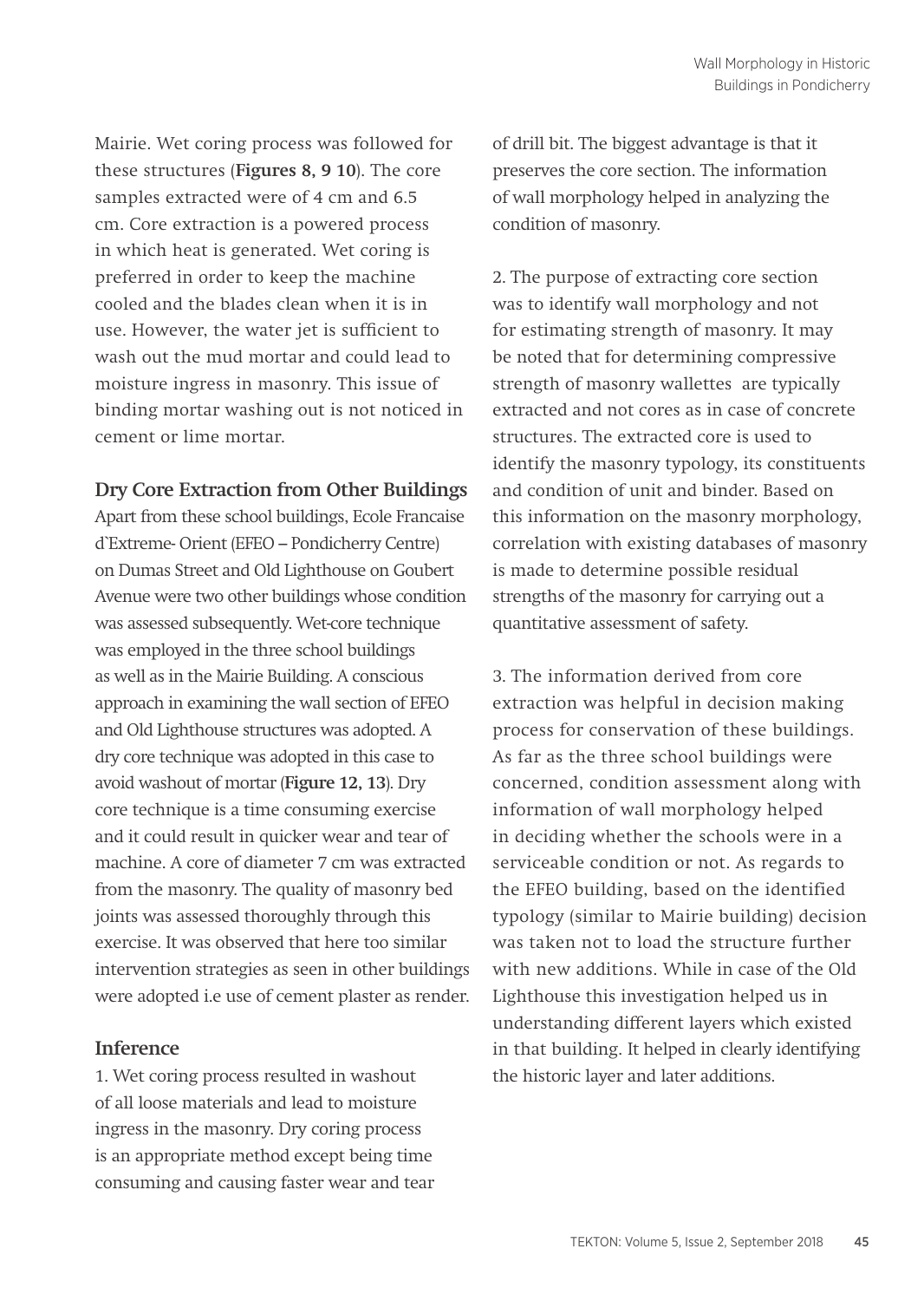Mairie. Wet coring process was followed for these structures (**Figures 8, 9 10**). The core samples extracted were of 4 cm and 6.5 cm. Core extraction is a powered process in which heat is generated. Wet coring is preferred in order to keep the machine cooled and the blades clean when it is in use. However, the water jet is sufficient to wash out the mud mortar and could lead to moisture ingress in masonry. This issue of binding mortar washing out is not noticed in cement or lime mortar.

### Dry Core Extraction from Other Buildings

Apart from these school buildings, Ecole Francaise d`Extreme- Orient (EFEO – Pondicherry Centre) on Dumas Street and Old Lighthouse on Goubert Avenue were two other buildings whose condition was assessed subsequently. Wet-core technique was employed in the three school buildings as well as in the Mairie Building. A conscious approach in examining the wall section of EFEO and Old Lighthouse structures was adopted. A dry core technique was adopted in this case to avoid washout of mortar (**Figure 12, 13**). Dry core technique is a time consuming exercise and it could result in quicker wear and tear of machine. A core of diameter 7 cm was extracted from the masonry. The quality of masonry bed joints was assessed thoroughly through this exercise. It was observed that here too similar intervention strategies as seen in other buildings were adopted i.e use of cement plaster as render.

### Inference

1. Wet coring process resulted in washout of all loose materials and lead to moisture ingress in the masonry. Dry coring process is an appropriate method except being time consuming and causing faster wear and tear of drill bit. The biggest advantage is that it preserves the core section. The information of wall morphology helped in analyzing the condition of masonry.

2. The purpose of extracting core section was to identify wall morphology and not for estimating strength of masonry. It may be noted that for determining compressive strength of masonry wallettes are typically extracted and not cores as in case of concrete structures. The extracted core is used to identify the masonry typology, its constituents and condition of unit and binder. Based on this information on the masonry morphology, correlation with existing databases of masonry is made to determine possible residual strengths of the masonry for carrying out a quantitative assessment of safety.

3. The information derived from core extraction was helpful in decision making process for conservation of these buildings. As far as the three school buildings were concerned, condition assessment along with information of wall morphology helped in deciding whether the schools were in a serviceable condition or not. As regards to the EFEO building, based on the identified typology (similar to Mairie building) decision was taken not to load the structure further with new additions. While in case of the Old Lighthouse this investigation helped us in understanding different layers which existed in that building. It helped in clearly identifying the historic layer and later additions.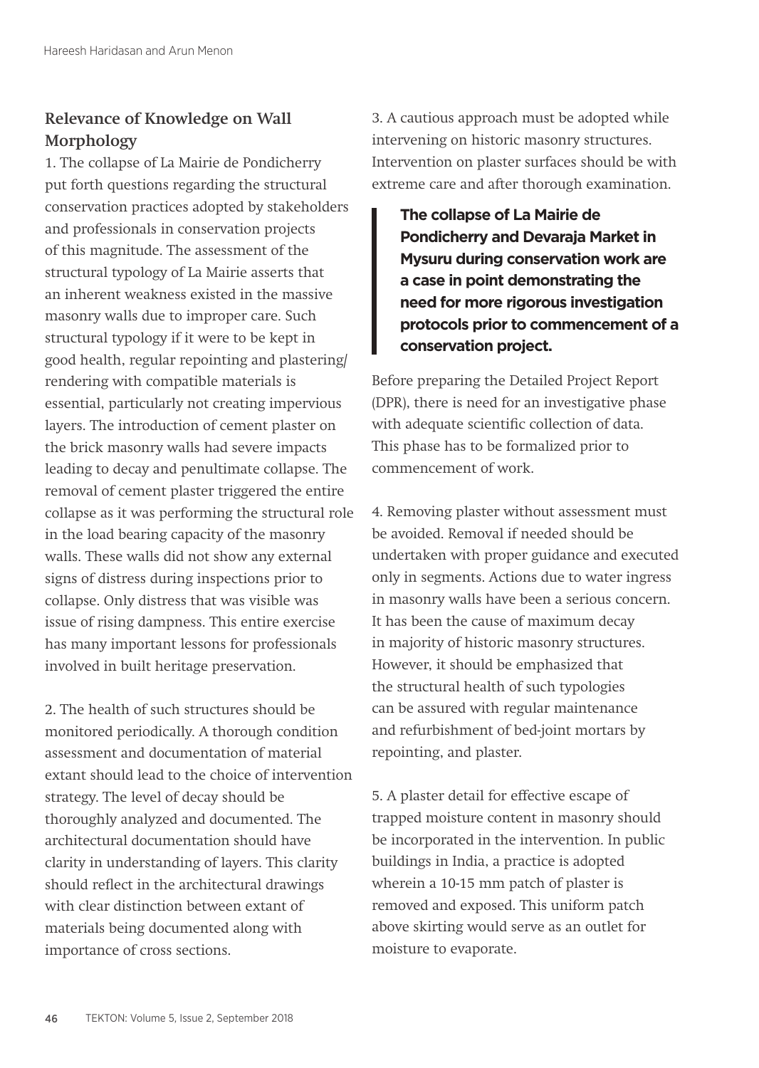## Relevance of Knowledge on Wall Morphology

1. The collapse of La Mairie de Pondicherry put forth questions regarding the structural conservation practices adopted by stakeholders and professionals in conservation projects of this magnitude. The assessment of the structural typology of La Mairie asserts that an inherent weakness existed in the massive masonry walls due to improper care. Such structural typology if it were to be kept in good health, regular repointing and plastering/rendering with compatible materials is essential, particularly not creating impervious layers. The introduction of cement plaster on the brick masonry walls had severe impacts leading to decay and penultimate collapse. The removal of cement plaster triggered the entire collapse as it was performing the structural role in the load bearing capacity of the masonry walls. These walls did not show any external signs of distress during inspections prior to collapse. Only distress that was visible was issue of rising dampness. This entire exercise has many important lessons for professionals involved in built heritage preservation.

2. The health of such structures should be monitored periodically. A thorough condition assessment and documentation of material extant should lead to the choice of intervention strategy. The level of decay should be thoroughly analyzed and documented. The architectural documentation should have clarity in understanding of layers. This clarity should reflect in the architectural drawings with clear distinction between extant of materials being documented along with importance of cross sections.

3. A cautious approach must be adopted while intervening on historic masonry structures. Intervention on plaster surfaces should be with extreme care and after thorough examination.

> **The collapse of La Mairie de Pondicherry and Devaraja Market in Mysuru during conservation work are a case in point demonstrating the need for more rigorous investigation protocols prior to commencement of a conservation project.**

Before preparing the Detailed Project Report (DPR), there is need for an investigative phase with adequate scientific collection of data. This phase has to be formalized prior to commencement of work.

4. Removing plaster without assessment must be avoided. Removal if needed should be undertaken with proper guidance and executed only in segments. Actions due to water ingress in masonry walls have been a serious concern. It has been the cause of maximum decay in majority of historic masonry structures. However, it should be emphasized that the structural health of such typologies can be assured with regular maintenance and refurbishment of bed-joint mortars by repointing, and plaster.

5. A plaster detail for effective escape of trapped moisture content in masonry should be incorporated in the intervention. In public buildings in India, a practice is adopted wherein a 10-15 mm patch of plaster is removed and exposed. This uniform patch above skirting would serve as an outlet for moisture to evaporate.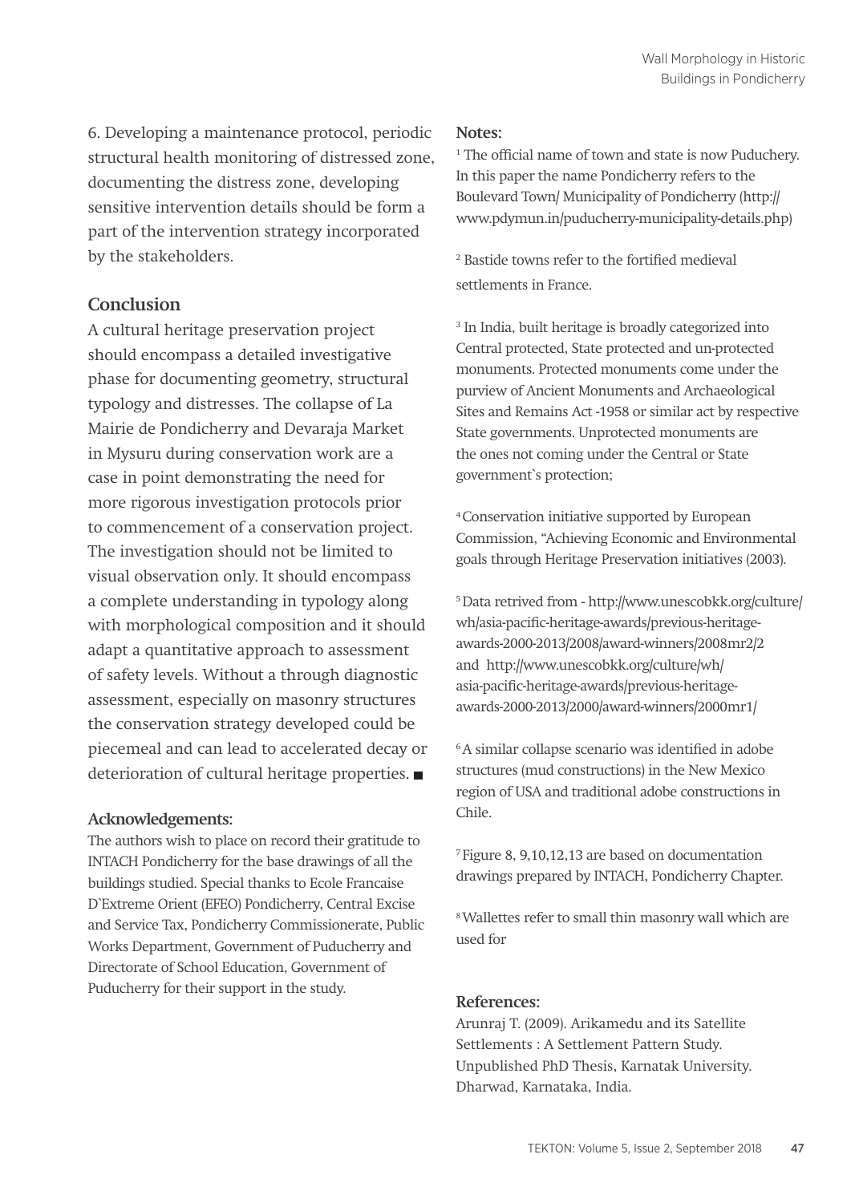6. Developing a maintenance protocol, periodic structural health monitoring of distressed zone, documenting the distress zone, developing sensitive intervention details should be form a part of the intervention strategy incorporated by the stakeholders.

## Conclusion

A cultural heritage preservation project should encompass a detailed investigative phase for documenting geometry, structural typology and distresses. The collapse of La Mairie de Pondicherry and Devaraja Market in Mysuru during conservation work are a case in point demonstrating the need for more rigorous investigation protocols prior to commencement of a conservation project. The investigation should not be limited to visual observation only. It should encompass a complete understanding in typology along with morphological composition and it should adapt a quantitative approach to assessment of safety levels. Without a through diagnostic assessment, especially on masonry structures the conservation strategy developed could be piecemeal and can lead to accelerated decay or deterioration of cultural heritage properties. ■

### Acknowledgements:

The authors wish to place on record their gratitude to INTACH Pondicherry for the base drawings of all the buildings studied. Special thanks to Ecole Francaise D`Extreme Orient (EFEO) Pondicherry, Central Excise and Service Tax, Pondicherry Commissionerate, Public Works Department, Government of Puducherry and Directorate of School Education, Government of Puducherry for their support in the study.

### Notes:

[1] The official name of town and state is now Puduchery. In this paper the name Pondicherry refers to the Boulevard Town/ Municipality of Pondicherry (http://www.pdymun.in/puducherry-municipality-details.php)

[2] Bastide towns refer to the fortified medieval settlements in France.

[3] In India, built heritage is broadly categorized into Central protected, State protected and un-protected monuments. Protected monuments come under the purview of Ancient Monuments and Archaeological Sites and Remains Act -1958 or similar act by respective State governments. Unprotected monuments are the ones not coming under the Central or State government`s protection;

[4] Conservation initiative supported by European Commission, "Achieving Economic and Environmental goals through Heritage Preservation initiatives (2003).

[5] Data retrived from - http://www.unescobkk.org/culture/wh/asia-pacific-heritage-awards/previous-heritage-awards-2000-2013/2008/award-winners/2008mr2/2 and http://www.unescobkk.org/culture/wh/asia-pacific-heritage-awards/previous-heritage-awards-2000-2013/2000/award-winners/2000mr1/

[6] A similar collapse scenario was identified in adobe structures (mud constructions) in the New Mexico region of USA and traditional adobe constructions in Chile.

[7] Figure 8, 9,10,12,13 are based on documentation drawings prepared by INTACH, Pondicherry Chapter.

[8] Wallettes refer to small thin masonry wall which are used for

### References:

Arunraj T. (2009). Arikamedu and its Satellite Settlements : A Settlement Pattern Study. Unpublished PhD Thesis, Karnatak University. Dharwad, Karnataka, India.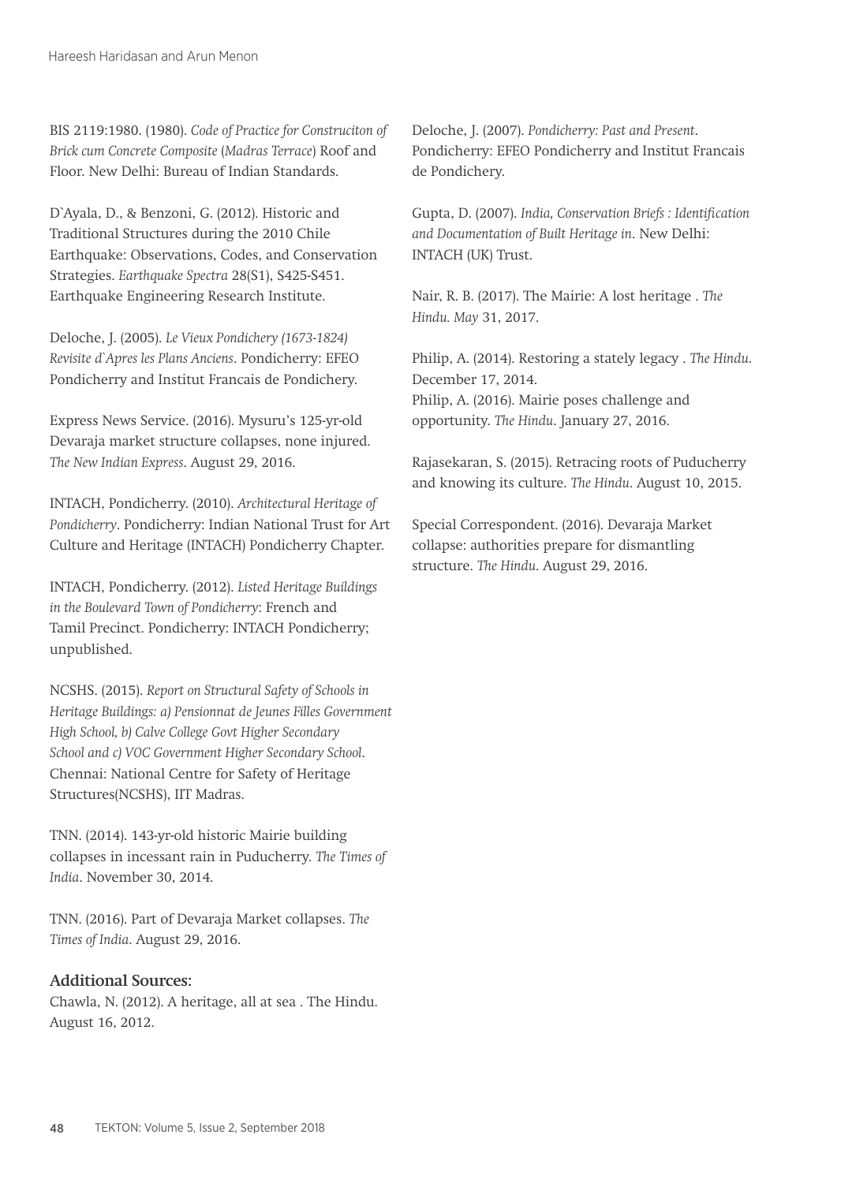BIS 2119:1980. (1980). *Code of Practice for Construciton of Brick cum Concrete Composite (Madras Terrace)* Roof and Floor. New Delhi: Bureau of Indian Standards.

D`Ayala, D., & Benzoni, G. (2012). Historic and Traditional Structures during the 2010 Chile Earthquake: Observations, Codes, and Conservation Strategies. *Earthquake Spectra* 28(S1), S425-S451. Earthquake Engineering Research Institute.

Deloche, J. (2005). *Le Vieux Pondichery (1673-1824) Revisite d`Apres les Plans Anciens*. Pondicherry: EFEO Pondicherry and Institut Francais de Pondichery.

Express News Service. (2016). Mysuru's 125-yr-old Devaraja market structure collapses, none injured. *The New Indian Express*. August 29, 2016.

INTACH, Pondicherry. (2010). *Architectural Heritage of Pondicherry*. Pondicherry: Indian National Trust for Art Culture and Heritage (INTACH) Pondicherry Chapter.

INTACH, Pondicherry. (2012). *Listed Heritage Buildings in the Boulevard Town of Pondicherry*: French and Tamil Precinct. Pondicherry: INTACH Pondicherry; unpublished.

NCSHS. (2015). *Report on Structural Safety of Schools in Heritage Buildings: a) Pensionnat de Jeunes Filles Government High School, b) Calve College Govt Higher Secondary School and c) VOC Government Higher Secondary School*. Chennai: National Centre for Safety of Heritage Structures(NCSHS), IIT Madras.

TNN. (2014). 143-yr-old historic Mairie building collapses in incessant rain in Puducherry. *The Times of India*. November 30, 2014.

TNN. (2016). Part of Devaraja Market collapses. *The Times of India*. August 29, 2016.

**Additional Sources:**

Chawla, N. (2012). A heritage, all at sea . The Hindu. August 16, 2012.

Deloche, J. (2007). *Pondicherry: Past and Present*. Pondicherry: EFEO Pondicherry and Institut Francais de Pondichery.

Gupta, D. (2007). *India, Conservation Briefs : Identification and Documentation of Built Heritage in*. New Delhi: INTACH (UK) Trust.

Nair, R. B. (2017). The Mairie: A lost heritage . *The Hindu. May* 31, 2017.

Philip, A. (2014). Restoring a stately legacy . *The Hindu*. December 17, 2014.

Philip, A. (2016). Mairie poses challenge and opportunity. *The Hindu*. January 27, 2016.

Rajasekaran, S. (2015). Retracing roots of Puducherry and knowing its culture. *The Hindu*. August 10, 2015.

Special Correspondent. (2016). Devaraja Market collapse: authorities prepare for dismantling structure. *The Hindu*. August 29, 2016.